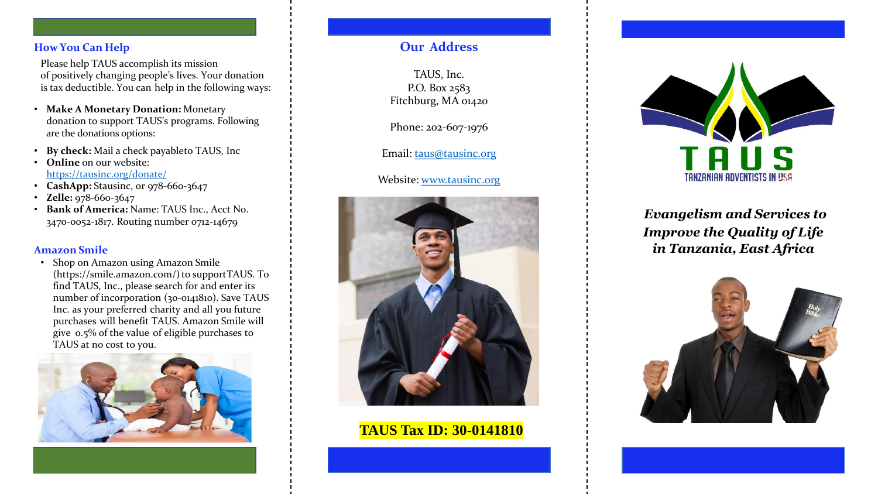## How You Can Help

Please help TAUS accomplish its mission of positively changing people's lives. Your donation is tax deductible. You can help in the following ways:

- **Make A Monetary Donation:** Monetary donation to support TAUS's programs. Following are the donations options:
- **By check:** Mail a check payableto TAUS, Inc
- **Online** on our website: https://tausinc.org/donate/
- **CashApp:** Stausinc, or 978-660-3647
- **Zelle:** 978-660-3647
- **Bank of America:** Name: TAUS Inc., Acct No. 3470-0052-1817. Routing number 0712-14679

## Amazon Smile

- Shop on Amazon using Amazon Smile (https://smile.amazon.com/) to supportTAUS. To find TAUS, Inc., please search for and enter its number of incorporation (30-0141810). Save TAUS Inc. as your preferred charity and all you future purchases will benefit TAUS. Amazon Smile will give 0.5% of the value of eligible purchases to TAUS at no cost to you.

## Our Address

TAUS, Inc.
P.O. Box 2583
Fitchburg, MA 01420

Phone: 202-607-1976

Email: taus@tausinc.org

Website: www.tausinc.org

**TAUS Tax ID: 30-0141810**

# TAUS

TANZANIAN ADVENTISTS IN USA

***Evangelism and Services to Improve the Quality of Life in Tanzania, East Africa***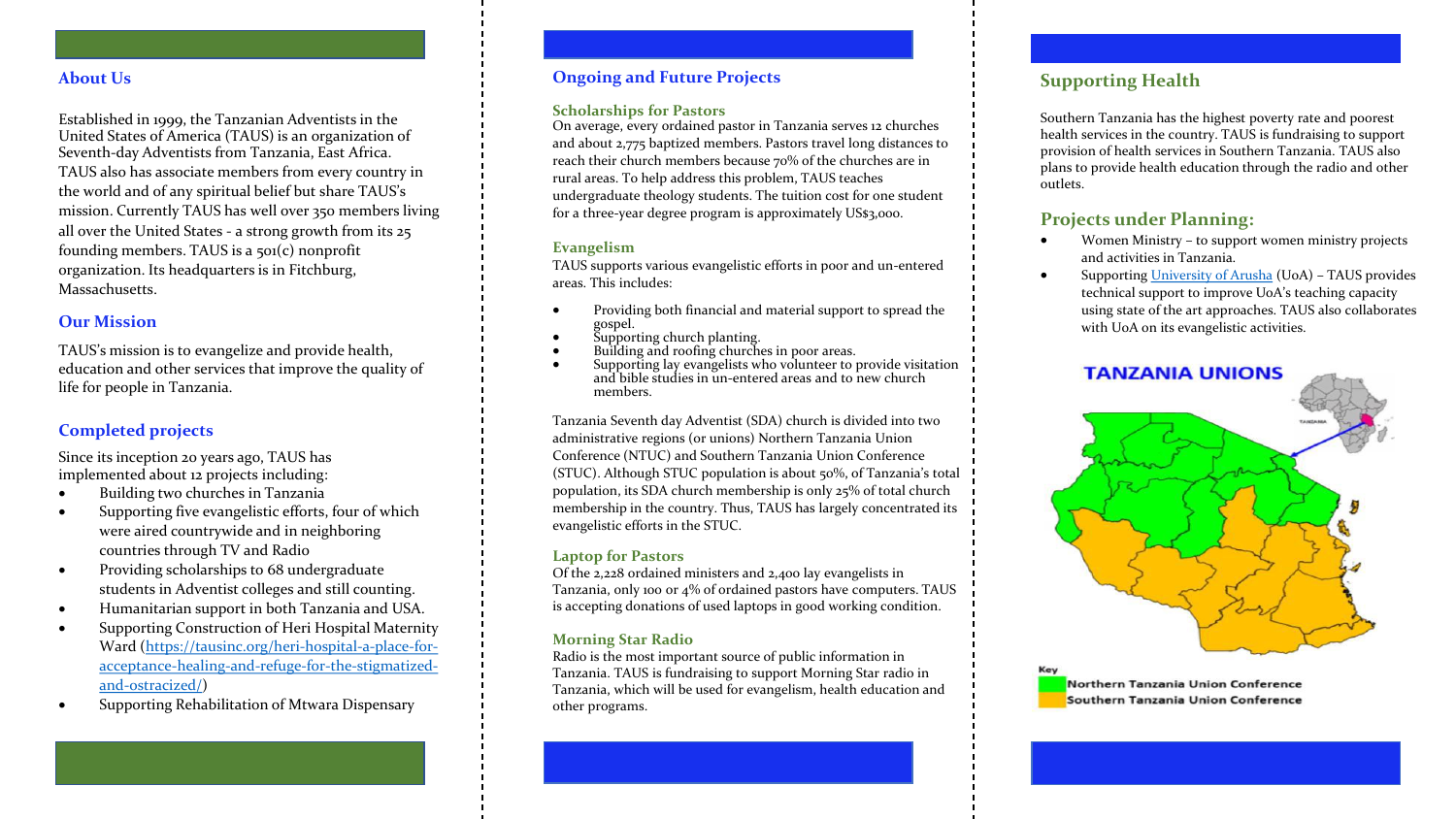## About Us

Established in 1999, the Tanzanian Adventists in the United States of America (TAUS) is an organization of Seventh-day Adventists from Tanzania, East Africa. TAUS also has associate members from every country in the world and of any spiritual belief but share TAUS's mission. Currently TAUS has well over 350 members living all over the United States - a strong growth from its 25 founding members. TAUS is a 501(c) nonprofit organization. Its headquarters is in Fitchburg, Massachusetts.

## Our Mission

TAUS's mission is to evangelize and provide health, education and other services that improve the quality of life for people in Tanzania.

## Completed projects

Since its inception 20 years ago, TAUS has implemented about 12 projects including:

- Building two churches in Tanzania
- Supporting five evangelistic efforts, four of which were aired countrywide and in neighboring countries through TV and Radio
- Providing scholarships to 68 undergraduate students in Adventist colleges and still counting.
- Humanitarian support in both Tanzania and USA.
- Supporting Construction of Heri Hospital Maternity Ward (https://tausinc.org/heri-hospital-a-place-for-acceptance-healing-and-refuge-for-the-stigmatized-and-ostracized/)
- Supporting Rehabilitation of Mtwara Dispensary

## Ongoing and Future Projects

### Scholarships for Pastors

On average, every ordained pastor in Tanzania serves 12 churches and about 2,775 baptized members. Pastors travel long distances to reach their church members because 70% of the churches are in rural areas. To help address this problem, TAUS teaches undergraduate theology students. The tuition cost for one student for a three-year degree program is approximately US$3,000.

### Evangelism

TAUS supports various evangelistic efforts in poor and un-entered areas. This includes:

- Providing both financial and material support to spread the gospel.
- Supporting church planting.
- Building and roofing churches in poor areas.
- Supporting lay evangelists who volunteer to provide visitation and bible studies in un-entered areas and to new church members.

Tanzania Seventh day Adventist (SDA) church is divided into two administrative regions (or unions) Northern Tanzania Union Conference (NTUC) and Southern Tanzania Union Conference (STUC). Although STUC population is about 50%, of Tanzania's total population, its SDA church membership is only 25% of total church membership in the country. Thus, TAUS has largely concentrated its evangelistic efforts in the STUC.

### Laptop for Pastors

Of the 2,228 ordained ministers and 2,400 lay evangelists in Tanzania, only 100 or 4% of ordained pastors have computers. TAUS is accepting donations of used laptops in good working condition.

### Morning Star Radio

Radio is the most important source of public information in Tanzania. TAUS is fundraising to support Morning Star radio in Tanzania, which will be used for evangelism, health education and other programs.

## Supporting Health

Southern Tanzania has the highest poverty rate and poorest health services in the country. TAUS is fundraising to support provision of health services in Southern Tanzania. TAUS also plans to provide health education through the radio and other outlets.

## Projects under Planning:

- Women Ministry – to support women ministry projects and activities in Tanzania.
- Supporting University of Arusha (UoA) – TAUS provides technical support to improve UoA's teaching capacity using state of the art approaches. TAUS also collaborates with UoA on its evangelistic activities.

TANZANIA UNIONS

TANZANIA

Key

Northern Tanzania Union Conference

Southern Tanzania Union Conference